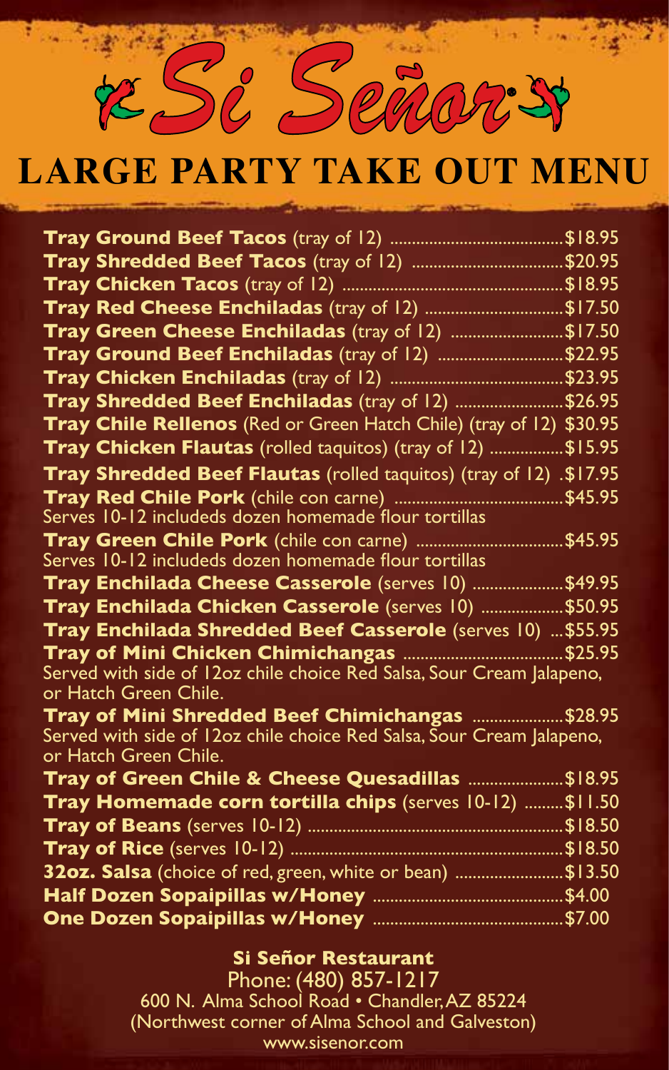# Si Señor

## LARGE PARTY TAKE OUT MENU

**Tray Ground Beef Tacos** (tray of 12) ........................................ $18.95
**Tray Shredded Beef Tacos** (tray of 12) ................................... $20.95
**Tray Chicken Tacos** (tray of 12) ................................................ $18.95
**Tray Red Cheese Enchiladas** (tray of 12) ................................ $17.50
**Tray Green Cheese Enchiladas** (tray of 12) ........................... $17.50
**Tray Ground Beef Enchiladas** (tray of 12) .............................. $22.95
**Tray Chicken Enchiladas** (tray of 12) ....................................... $23.95
**Tray Shredded Beef Enchiladas** (tray of 12) .......................... $26.95
**Tray Chile Rellenos** (Red or Green Hatch Chile) (tray of 12) $30.95
**Tray Chicken Flautas** (rolled taquitos) (tray of 12) ................. $15.95
**Tray Shredded Beef Flautas** (rolled taquitos) (tray of 12) . $17.95
**Tray Red Chile Pork** (chile con carne) ..................................... $45.95
Serves 10-12 includeds dozen homemade flour tortillas
**Tray Green Chile Pork** (chile con carne) .................................. $45.95
Serves 10-12 includeds dozen homemade flour tortillas
**Tray Enchilada Cheese Casserole** (serves 10) ...................... $49.95
**Tray Enchilada Chicken Casserole** (serves 10) .................... $50.95
**Tray Enchilada Shredded Beef Casserole** (serves 10) ... $55.95
**Tray of Mini Chicken Chimichangas** ..................................... $25.95
Served with side of 12oz chile choice Red Salsa, Sour Cream Jalapeno, or Hatch Green Chile.
**Tray of Mini Shredded Beef Chimichangas** ..................... $28.95
Served with side of 12oz chile choice Red Salsa, Sour Cream Jalapeno, or Hatch Green Chile.
**Tray of Green Chile & Cheese Quesadillas** ...................... $18.95
**Tray Homemade corn tortilla chips** (serves 10-12) ......... $11.50
**Tray of Beans** (serves 10-12) .......................................................... $18.50
**Tray of Rice** (serves 10-12) .............................................................. $18.50
**32oz. Salsa** (choice of red, green, white or bean) ........................ $13.50
**Half Dozen Sopaipillas w/Honey** ............................................ $4.00
**One Dozen Sopaipillas w/Honey** ............................................ $7.00

**Si Señor Restaurant**
Phone: (480) 857-1217
600 N. Alma School Road • Chandler, AZ 85224
(Northwest corner of Alma School and Galveston)
www.sisenor.com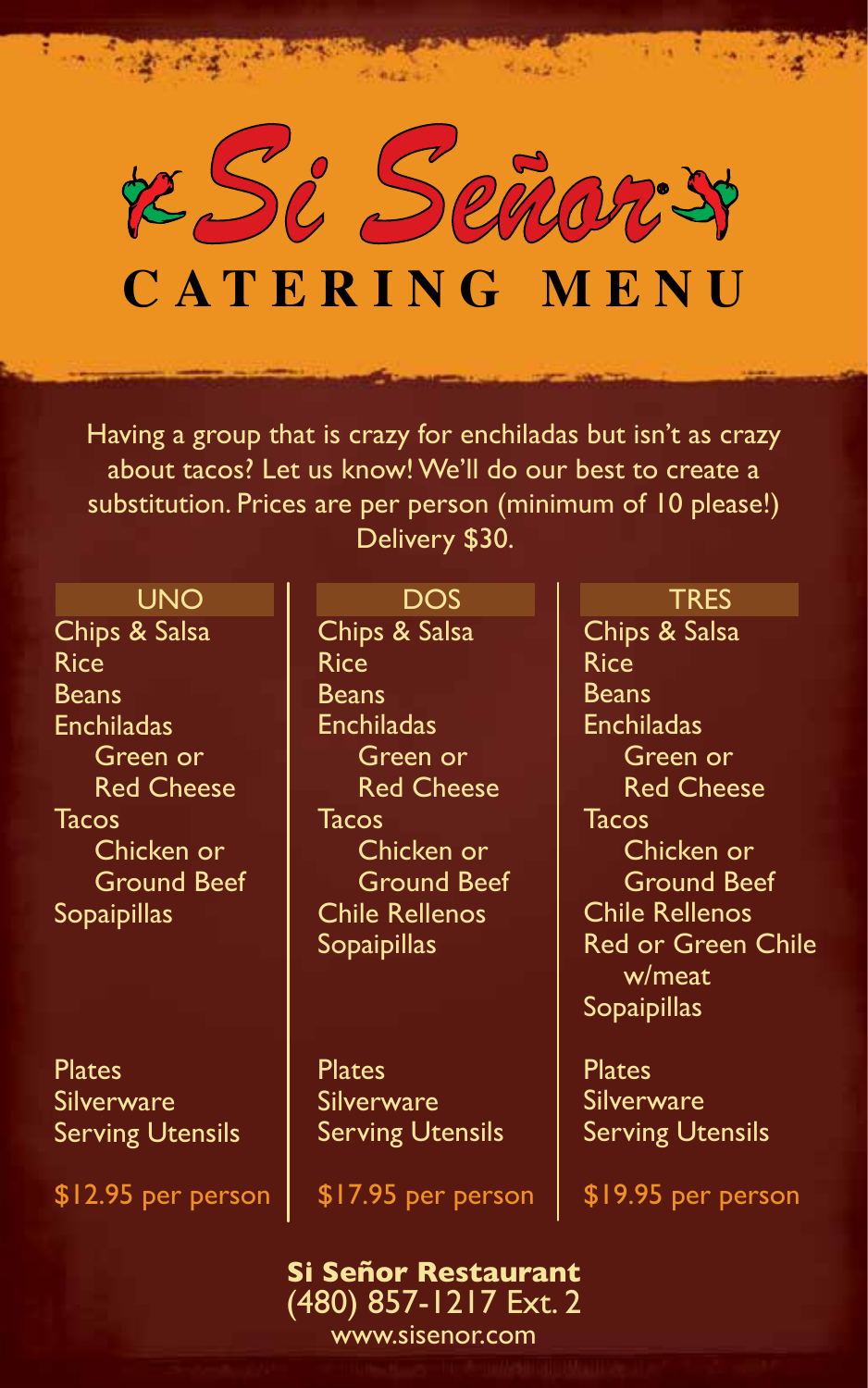# Si Señor

## CATERING MENU

Having a group that is crazy for enchiladas but isn't as crazy about tacos? Let us know! We'll do our best to create a substitution. Prices are per person (minimum of 10 please!) Delivery $30.

### UNO

- Chips & Salsa
- Rice
- Beans
- Enchiladas
  - Green or Red Cheese
- Tacos
  - Chicken or Ground Beef
- Sopaipillas

- Plates
- Silverware
- Serving Utensils

$12.95 per person

### DOS

- Chips & Salsa
- Rice
- Beans
- Enchiladas
  - Green or Red Cheese
- Tacos
  - Chicken or Ground Beef
- Chile Rellenos
- Sopaipillas

- Plates
- Silverware
- Serving Utensils

$17.95 per person

### TRES

- Chips & Salsa
- Rice
- Beans
- Enchiladas
  - Green or Red Cheese
- Tacos
  - Chicken or Ground Beef
- Chile Rellenos
- Red or Green Chile w/meat
- Sopaipillas

- Plates
- Silverware
- Serving Utensils

$19.95 per person

**Si Señor Restaurant**
(480) 857-1217 Ext. 2
www.sisenor.com